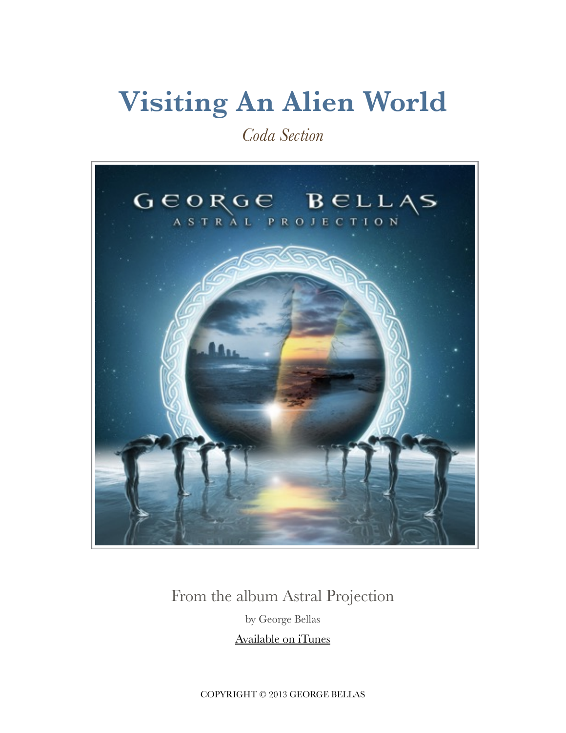# Visiting An Alien World

*Coda Section*

From the album Astral Projection

by George Bellas

Available on iTunes

COPYRIGHT © 2013 GEORGE BELLAS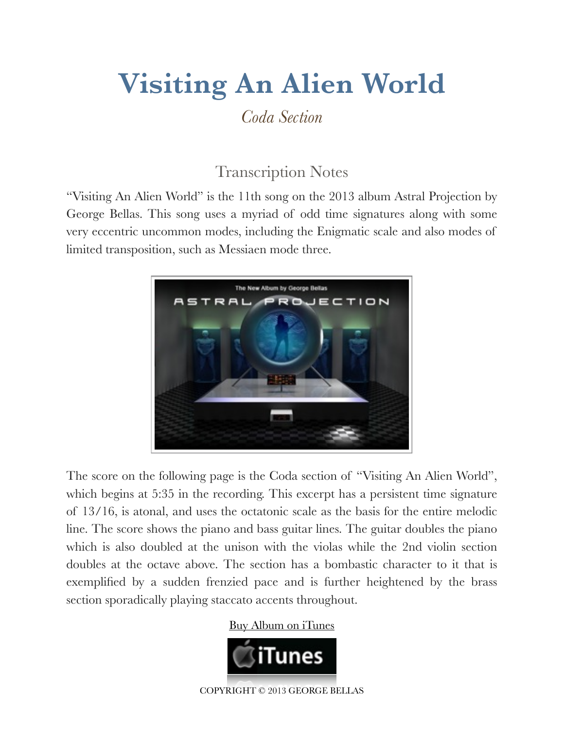# Visiting An Alien World

*Coda Section*

## Transcription Notes

"Visiting An Alien World" is the 11th song on the 2013 album Astral Projection by George Bellas. This song uses a myriad of odd time signatures along with some very eccentric uncommon modes, including the Enigmatic scale and also modes of limited transposition, such as Messiaen mode three.

The score on the following page is the Coda section of "Visiting An Alien World", which begins at 5:35 in the recording. This excerpt has a persistent time signature of 13/16, is atonal, and uses the octatonic scale as the basis for the entire melodic line. The score shows the piano and bass guitar lines. The guitar doubles the piano which is also doubled at the unison with the violas while the 2nd violin section doubles at the octave above. The section has a bombastic character to it that is exemplified by a sudden frenzied pace and is further heightened by the brass section sporadically playing staccato accents throughout.

Buy Album on iTunes

COPYRIGHT © 2013 GEORGE BELLAS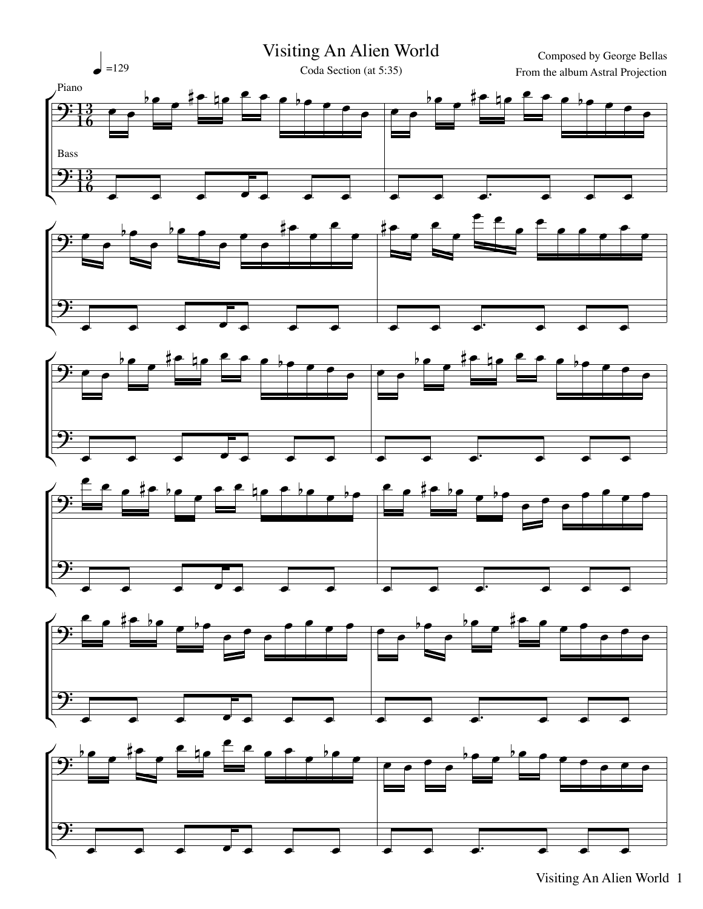# Visiting An Alien World

Coda Section (at 5:35)

Composed by George Bellas

From the album Astral Projection

♩=129

Piano

Bass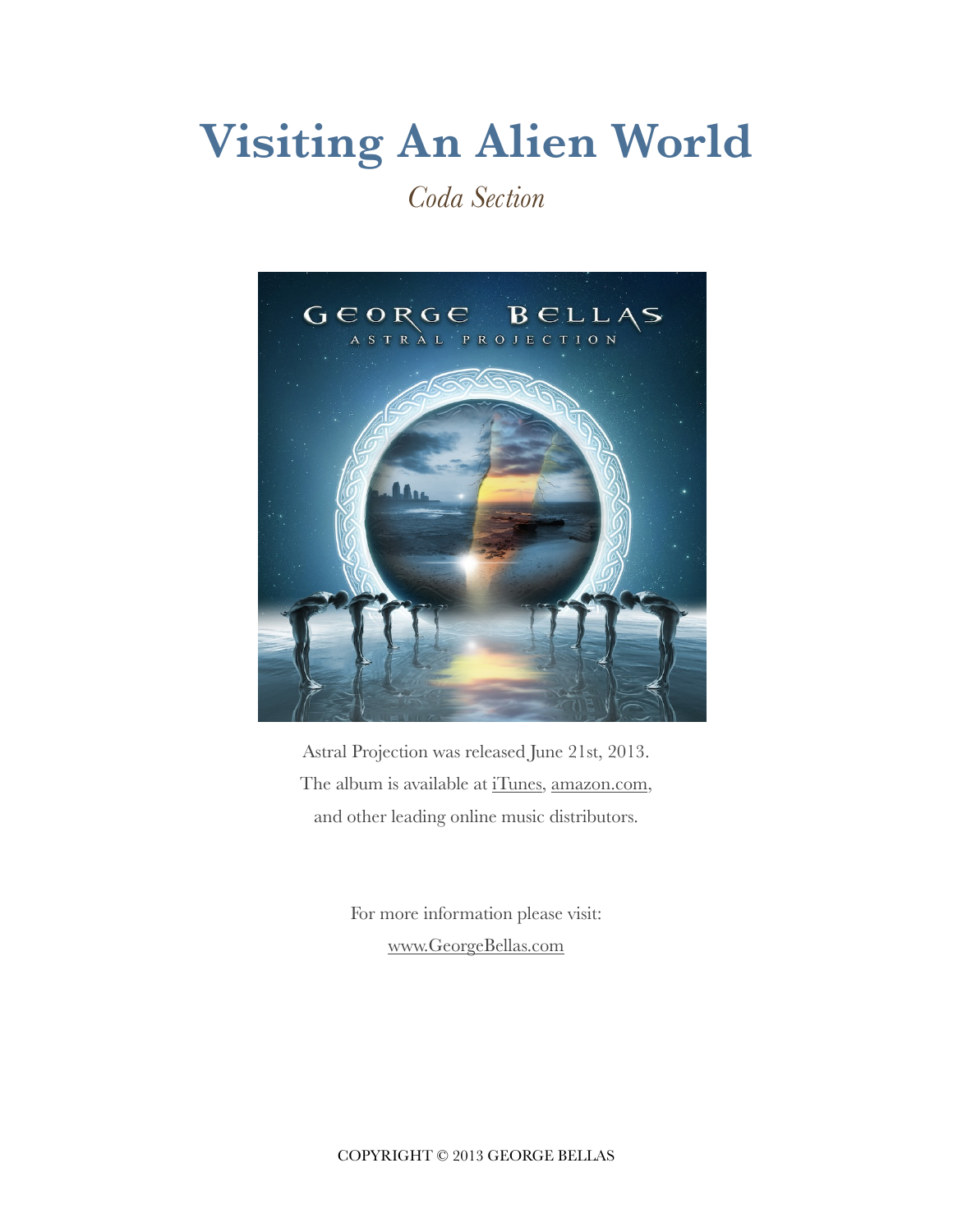# Visiting An Alien World

*Coda Section*

Astral Projection was released June 21st, 2013.
The album is available at iTunes, amazon.com,
and other leading online music distributors.

For more information please visit:
www.GeorgeBellas.com

COPYRIGHT © 2013 GEORGE BELLAS